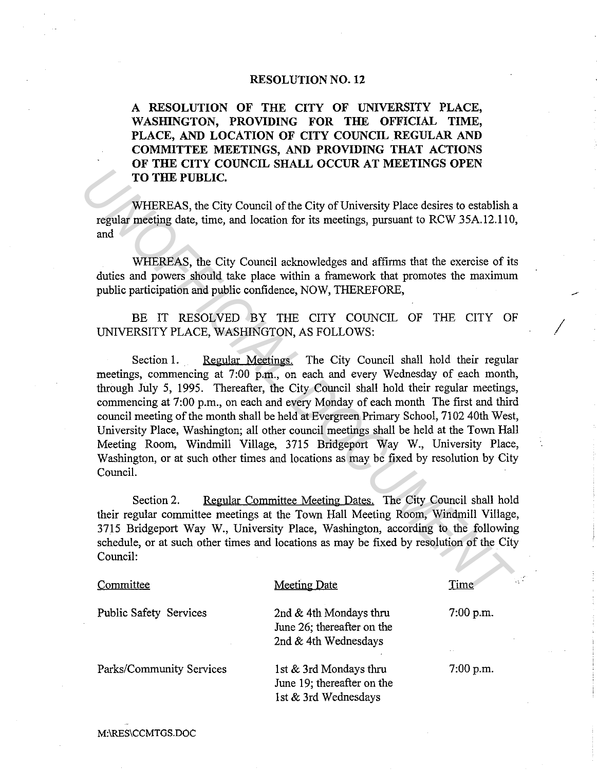# RESOLUTION NO. 12

**A RESOLUTION OF THE CITY OF UNIVERSITY PLACE, WASHINGTON, PROVIDING FOR THE OFFICIAL TIME, PLACE, AND LOCATION OF CITY COUNCIL REGULAR AND COMMITTEE MEETINGS, AND PROVIDING THAT ACTIONS OF THE CITY COUNCIL SHALL OCCUR AT MEETINGS OPEN TO THE PUBLIC.**

WHEREAS, the City Council of the City of University Place desires to establish a regular meeting date, time, and location for its meetings, pursuant to RCW 35A.12.110, and

WHEREAS, the City Council acknowledges and affirms that the exercise of its duties and powers should take place within a framework that promotes the maximum public participation and public confidence, NOW, THEREFORE,

BE IT RESOLVED BY THE CITY COUNCIL OF THE CITY OF UNIVERSITY PLACE, WASHINGTON, AS FOLLOWS:

Section 1. Regular Meetings. The City Council shall hold their regular meetings, commencing at 7:00 p.m., on each and every Wednesday of each month, through July 5, 1995. Thereafter, the City Council shall hold their regular meetings, commencing at 7:00 p.m., on each and every Monday of each month The first and third council meeting of the month shall be held at Evergreen Primary School, 7102 40th West, University Place, Washington; all other council meetings shall be held at the Town Hall Meeting Room, Windmill Village, 3715 Bridgeport Way W., University Place, Washington, or at such other times and locations as may be fixed by resolution by City Council.

Section 2. Regular Committee Meeting Dates. The City Council shall hold their regular committee meetings at the Town Hall Meeting Room, Windmill Village, 3715 Bridgeport Way W., University Place, Washington, according to the following schedule, or at such other times and locations as may be fixed by resolution of the City Council:

| Committee | Meeting Date | Time |
|---|---|---|
| Public Safety Services | 2nd & 4th Mondays thru June 26; thereafter on the 2nd & 4th Wednesdays | 7:00 p.m. |
| Parks/Community Services | 1st & 3rd Mondays thru June 19; thereafter on the 1st & 3rd Wednesdays | 7:00 p.m. |

M:\RES\CCMTGS.DOC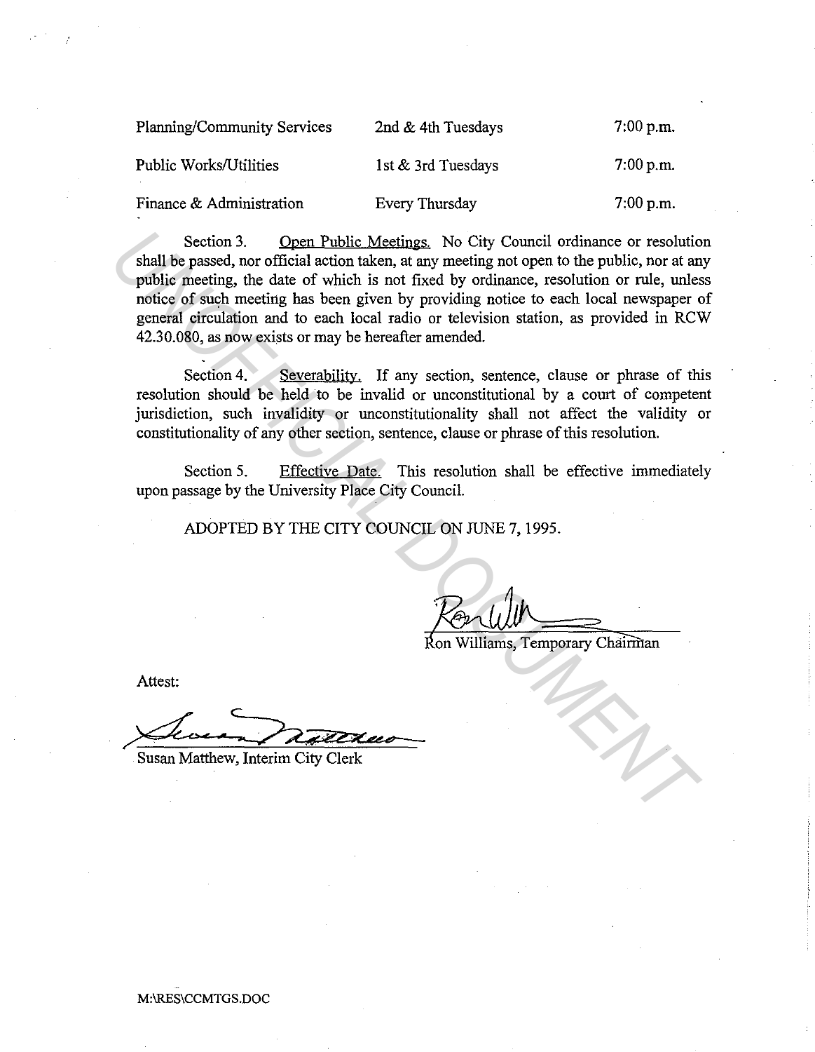| | | |
|---|---|---|
| Planning/Community Services | 2nd & 4th Tuesdays | 7:00 p.m. |
| Public Works/Utilities | 1st & 3rd Tuesdays | 7:00 p.m. |
| Finance & Administration | Every Thursday | 7:00 p.m. |

Section 3. Open Public Meetings. No City Council ordinance or resolution shall be passed, nor official action taken, at any meeting not open to the public, nor at any public meeting, the date of which is not fixed by ordinance, resolution or rule, unless notice of such meeting has been given by providing notice to each local newspaper of general circulation and to each local radio or television station, as provided in RCW 42.30.080, as now exists or may be hereafter amended.

Section 4. Severability. If any section, sentence, clause or phrase of this resolution should be held to be invalid or unconstitutional by a court of competent jurisdiction, such invalidity or unconstitutionality shall not affect the validity or constitutionality of any other section, sentence, clause or phrase of this resolution.

Section 5. Effective Date. This resolution shall be effective immediately upon passage by the University Place City Council.

ADOPTED BY THE CITY COUNCIL ON JUNE 7, 1995.

Ron Williams, Temporary Chairman

Attest:

Susan Matthew, Interim City Clerk

M:\RES\CCMTGS.DOC